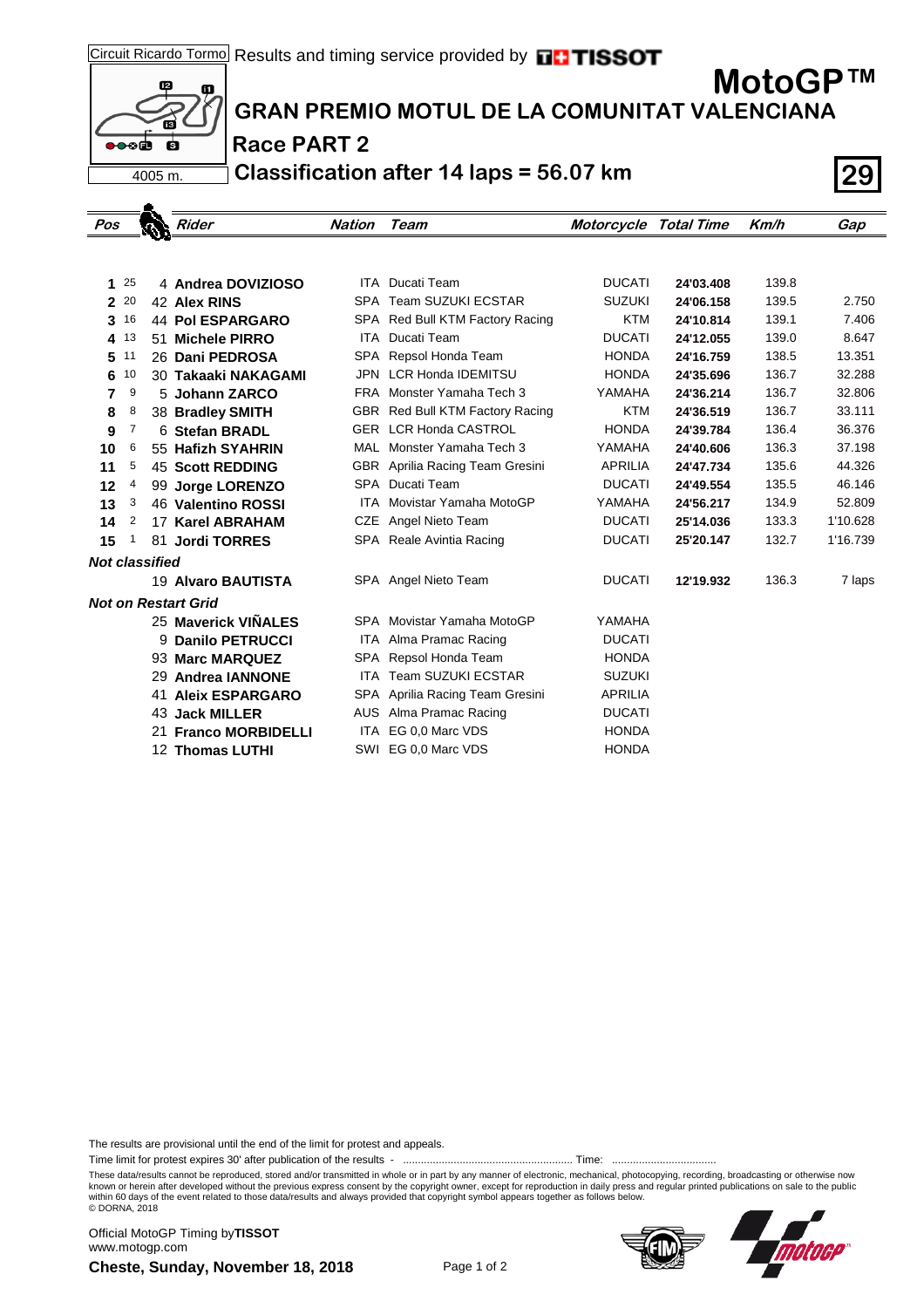Circuit Ricardo Tormo Results and timing service provided by TISSOT

4005 m.

# MotoGP™

## GRAN PREMIO MOTUL DE LA COMUNITAT VALENCIANA

### Race PART 2

### Classification after 14 laps = 56.07 km

29

| Pos | | Rider | Nation | Team | Motorcycle | Total Time | Km/h | Gap |
|---|---|---|---|---|---|---|---|---|
| 1 | 25 | 4 **Andrea DOVIZIOSO** | ITA | Ducati Team | DUCATI | **24'03.408** | 139.8 | |
| 2 | 20 | 42 **Alex RINS** | SPA | Team SUZUKI ECSTAR | SUZUKI | **24'06.158** | 139.5 | 2.750 |
| 3 | 16 | 44 **Pol ESPARGARO** | SPA | Red Bull KTM Factory Racing | KTM | **24'10.814** | 139.1 | 7.406 |
| 4 | 13 | 51 **Michele PIRRO** | ITA | Ducati Team | DUCATI | **24'12.055** | 139.0 | 8.647 |
| 5 | 11 | 26 **Dani PEDROSA** | SPA | Repsol Honda Team | HONDA | **24'16.759** | 138.5 | 13.351 |
| 6 | 10 | 30 **Takaaki NAKAGAMI** | JPN | LCR Honda IDEMITSU | HONDA | **24'35.696** | 136.7 | 32.288 |
| 7 | 9 | 5 **Johann ZARCO** | FRA | Monster Yamaha Tech 3 | YAMAHA | **24'36.214** | 136.7 | 32.806 |
| 8 | 8 | 38 **Bradley SMITH** | GBR | Red Bull KTM Factory Racing | KTM | **24'36.519** | 136.7 | 33.111 |
| 9 | 7 | 6 **Stefan BRADL** | GER | LCR Honda CASTROL | HONDA | **24'39.784** | 136.4 | 36.376 |
| 10 | 6 | 55 **Hafizh SYAHRIN** | MAL | Monster Yamaha Tech 3 | YAMAHA | **24'40.606** | 136.3 | 37.198 |
| 11 | 5 | 45 **Scott REDDING** | GBR | Aprilia Racing Team Gresini | APRILIA | **24'47.734** | 135.6 | 44.326 |
| 12 | 4 | 99 **Jorge LORENZO** | SPA | Ducati Team | DUCATI | **24'49.554** | 135.5 | 46.146 |
| 13 | 3 | 46 **Valentino ROSSI** | ITA | Movistar Yamaha MotoGP | YAMAHA | **24'56.217** | 134.9 | 52.809 |
| 14 | 2 | 17 **Karel ABRAHAM** | CZE | Angel Nieto Team | DUCATI | **25'14.036** | 133.3 | 1'10.628 |
| 15 | 1 | 81 **Jordi TORRES** | SPA | Reale Avintia Racing | DUCATI | **25'20.147** | 132.7 | 1'16.739 |
| ***Not classified*** | | | | | | | | |
| | | 19 **Alvaro BAUTISTA** | SPA | Angel Nieto Team | DUCATI | **12'19.932** | 136.3 | 7 laps |
| ***Not on Restart Grid*** | | | | | | | | |
| | | 25 **Maverick VIÑALES** | SPA | Movistar Yamaha MotoGP | YAMAHA | | | |
| | | 9 **Danilo PETRUCCI** | ITA | Alma Pramac Racing | DUCATI | | | |
| | | 93 **Marc MARQUEZ** | SPA | Repsol Honda Team | HONDA | | | |
| | | 29 **Andrea IANNONE** | ITA | Team SUZUKI ECSTAR | SUZUKI | | | |
| | | 41 **Aleix ESPARGARO** | SPA | Aprilia Racing Team Gresini | APRILIA | | | |
| | | 43 **Jack MILLER** | AUS | Alma Pramac Racing | DUCATI | | | |
| | | 21 **Franco MORBIDELLI** | ITA | EG 0,0 Marc VDS | HONDA | | | |
| | | 12 **Thomas LUTHI** | SWI | EG 0,0 Marc VDS | HONDA | | | |

The results are provisional until the end of the limit for protest and appeals.

Time limit for protest expires 30' after publication of the results - ........................................................ Time: ..................................

These data/results cannot be reproduced, stored and/or transmitted in whole or in part by any manner of electronic, mechanical, photocopying, recording, broadcasting or otherwise now known or herein after developed without the previous express consent by the copyright owner, except for reproduction in daily press and regular printed publications on sale to the public within 60 days of the event related to those data/results and always provided that copyright symbol appears together as follows below.
© DORNA, 2018

Official MotoGP Timing by **TISSOT**
www.motogp.com

**Cheste, Sunday, November 18, 2018**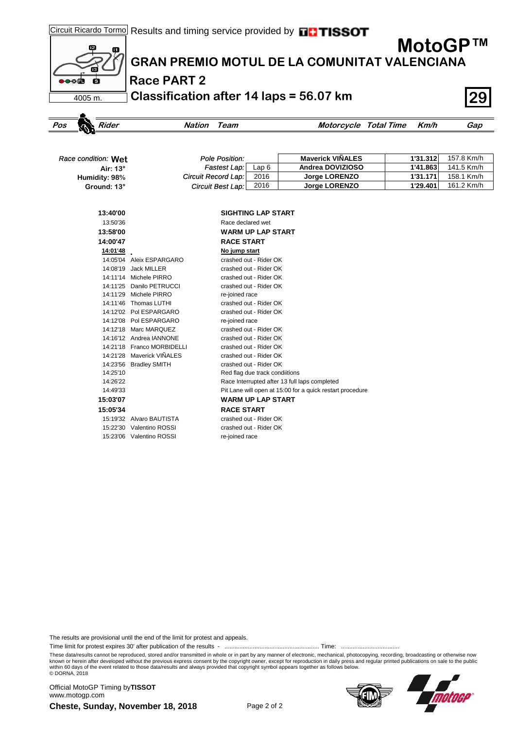Circuit Ricardo Tormo Results and timing service provided by TISSOT

4005 m.

# MotoGP™

## GRAN PREMIO MOTUL DE LA COMUNITAT VALENCIANA

### Race PART 2

### Classification after 14 laps = 56.07 km

**29**

| Pos | Rider | Nation | Team | Motorcycle | Total Time | Km/h | Gap |
|---|---|---|---|---|---|---|---|

Race condition: **Wet**
Air: 13°
Humidity: 98%
Ground: 13°

| | | | | |
|---|---|---|---|---|
| Pole Position: | | Maverick VIÑALES | 1'31.312 | 157.8 Km/h |
| Fastest Lap: | Lap 6 | Andrea DOVIZIOSO | 1'41.863 | 141.5 Km/h |
| Circuit Record Lap: | 2016 | Jorge LORENZO | 1'31.171 | 158.1 Km/h |
| Circuit Best Lap: | 2016 | Jorge LORENZO | 1'29.401 | 161.2 Km/h |

| | | |
|---|---|---|
| **13:40'00** | | **SIGHTING LAP START** |
| 13:50'36 | | Race declared wet |
| **13:58'00** | | **WARM UP LAP START** |
| **14:00'47** | | **RACE START** |
| **14:01'48** | | **No jump start** |
| 14:05'04 | Aleix ESPARGARO | crashed out - Rider OK |
| 14:08'19 | Jack MILLER | crashed out - Rider OK |
| 14:11'14 | Michele PIRRO | crashed out - Rider OK |
| 14:11'25 | Danilo PETRUCCI | crashed out - Rider OK |
| 14:11'29 | Michele PIRRO | re-joined race |
| 14:11'46 | Thomas LUTHI | crashed out - Rider OK |
| 14:12'02 | Pol ESPARGARO | crashed out - Rider OK |
| 14:12'08 | Pol ESPARGARO | re-joined race |
| 14:12'18 | Marc MARQUEZ | crashed out - Rider OK |
| 14:16'12 | Andrea IANNONE | crashed out - Rider OK |
| 14:21'18 | Franco MORBIDELLI | crashed out - Rider OK |
| 14:21'28 | Maverick VIÑALES | crashed out - Rider OK |
| 14:23'56 | Bradley SMITH | crashed out - Rider OK |
| 14:25'10 | | Red flag due track condiitions |
| 14:26'22 | | Race Interrupted after 13 full laps completed |
| 14:49'33 | | Pit Lane will open at 15:00 for a quick restart procedure |
| **15:03'07** | | **WARM UP LAP START** |
| **15:05'34** | | **RACE START** |
| 15:19'32 | Alvaro BAUTISTA | crashed out - Rider OK |
| 15:22'30 | Valentino ROSSI | crashed out - Rider OK |
| 15:23'06 | Valentino ROSSI | re-joined race |

The results are provisional until the end of the limit for protest and appeals.

Time limit for protest expires 30' after publication of the results - ......................................................... Time: ...................................

These data/results cannot be reproduced, stored and/or transmitted in whole or in part by any manner of electronic, mechanical, photocopying, recording, broadcasting or otherwise now known or herein after developed without the previous express consent by the copyright owner, except for reproduction in daily press and regular printed publications on sale to the public within 60 days of the event related to those data/results and always provided that copyright symbol appears together as follows below.
© DORNA, 2018

Official MotoGP Timing by **TISSOT**
www.motogp.com

**Cheste, Sunday, November 18, 2018**